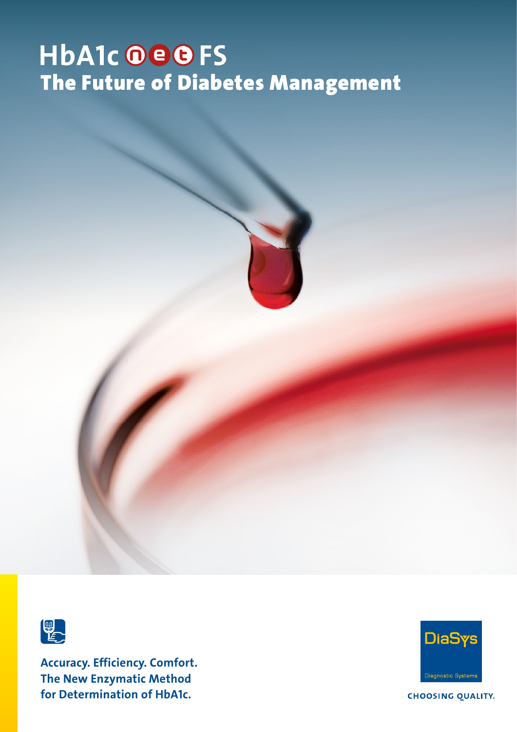# HbA1c net FS

## The Future of Diabetes Management

**Accuracy. Efficiency. Comfort.**
**The New Enzymatic Method**
**for Determination of HbA1c.**

DiaSys
Diagnostic Systems

CHOOSING QUALITY.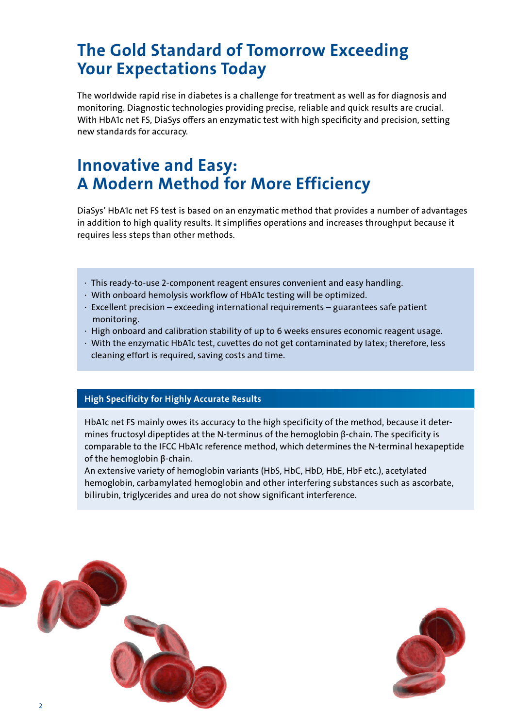# The Gold Standard of Tomorrow Exceeding Your Expectations Today

The worldwide rapid rise in diabetes is a challenge for treatment as well as for diagnosis and monitoring. Diagnostic technologies providing precise, reliable and quick results are crucial. With HbA1c net FS, DiaSys offers an enzymatic test with high specificity and precision, setting new standards for accuracy.

# Innovative and Easy: A Modern Method for More Efficiency

DiaSys' HbA1c net FS test is based on an enzymatic method that provides a number of advantages in addition to high quality results. It simplifies operations and increases throughput because it requires less steps than other methods.

- This ready-to-use 2-component reagent ensures convenient and easy handling.
- With onboard hemolysis workflow of HbA1c testing will be optimized.
- Excellent precision – exceeding international requirements – guarantees safe patient monitoring.
- High onboard and calibration stability of up to 6 weeks ensures economic reagent usage.
- With the enzymatic HbA1c test, cuvettes do not get contaminated by latex; therefore, less cleaning effort is required, saving costs and time.

## High Specificity for Highly Accurate Results

HbA1c net FS mainly owes its accuracy to the high specificity of the method, because it determines fructosyl dipeptides at the N-terminus of the hemoglobin β-chain. The specificity is comparable to the IFCC HbA1c reference method, which determines the N-terminal hexapeptide of the hemoglobin β-chain.

An extensive variety of hemoglobin variants (HbS, HbC, HbD, HbE, HbF etc.), acetylated hemoglobin, carbamylated hemoglobin and other interfering substances such as ascorbate, bilirubin, triglycerides and urea do not show significant interference.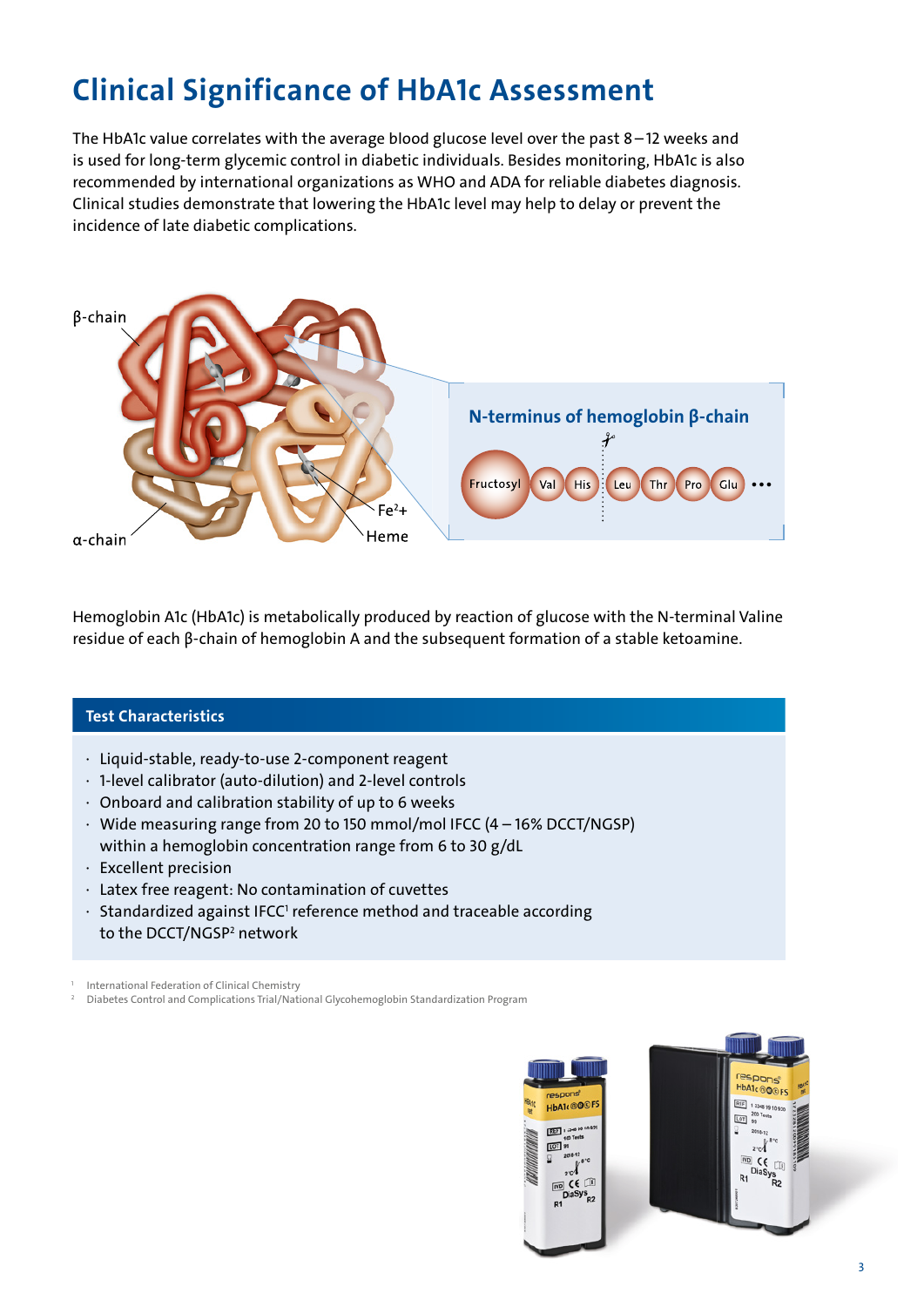# Clinical Significance of HbA1c Assessment

The HbA1c value correlates with the average blood glucose level over the past 8 – 12 weeks and is used for long-term glycemic control in diabetic individuals. Besides monitoring, HbA1c is also recommended by international organizations as WHO and ADA for reliable diabetes diagnosis. Clinical studies demonstrate that lowering the HbA1c level may help to delay or prevent the incidence of late diabetic complications.

β-chain

α-chain

$Fe^{2+}$

Heme

**N-terminus of hemoglobin β-chain**

Fructosyl – Val – His – Leu – Thr – Pro – Glu – •••

Hemoglobin A1c (HbA1c) is metabolically produced by reaction of glucose with the N-terminal Valine residue of each β-chain of hemoglobin A and the subsequent formation of a stable ketoamine.

## Test Characteristics

- Liquid-stable, ready-to-use 2-component reagent
- 1-level calibrator (auto-dilution) and 2-level controls
- Onboard and calibration stability of up to 6 weeks
- Wide measuring range from 20 to 150 mmol/mol IFCC (4 – 16% DCCT/NGSP) within a hemoglobin concentration range from 6 to 30 g/dL
- Excellent precision
- Latex free reagent: No contamination of cuvettes
- Standardized against IFCC[1] reference method and traceable according to the DCCT/NGSP[2] network

[1] International Federation of Clinical Chemistry
[2] Diabetes Control and Complications Trial/National Glycohemoglobin Standardization Program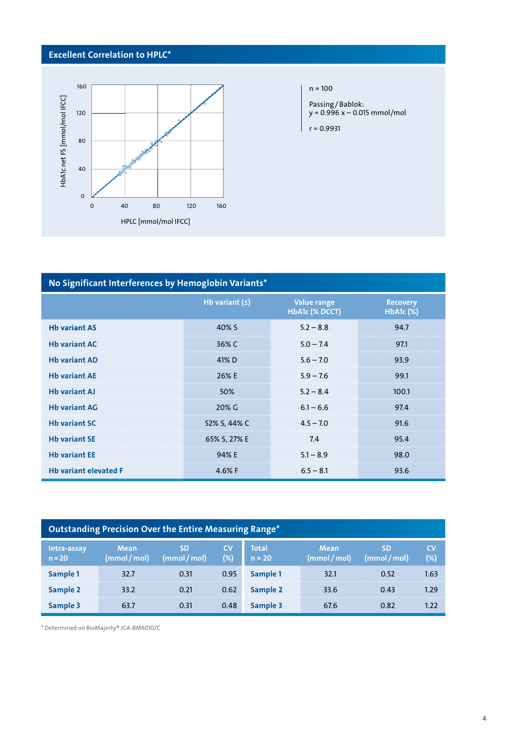## Excellent Correlation to HPLC*

HbA1c net FS [mmol/mol IFCC]

HPLC [mmol/mol IFCC]

n = 100

Passing / Bablok:
y = 0.996 x – 0.015 mmol/mol

r = 0.9931

## No Significant Interferences by Hemoglobin Variants*

| | Hb variant (≤) | Value range HbA1c (% DCCT) | Recovery HbA1c (%) |
|---|---|---|---|
| **Hb variant AS** | 40% S | 5.2 – 8.8 | 94.7 |
| **Hb variant AC** | 36% C | 5.0 – 7.4 | 97.1 |
| **Hb variant AD** | 41% D | 5.6 – 7.0 | 93.9 |
| **Hb variant AE** | 26% E | 5.9 – 7.6 | 99.1 |
| **Hb variant AJ** | 50% | 5.2 – 8.4 | 100.1 |
| **Hb variant AG** | 20% G | 6.1 – 6.6 | 97.4 |
| **Hb variant SC** | 52% S, 44% C | 4.5 – 7.0 | 91.6 |
| **Hb variant SE** | 65% S, 27% E | 7.4 | 95.4 |
| **Hb variant EE** | 94% E | 5.1 – 8.9 | 98.0 |
| **Hb variant elevated F** | 4.6% F | 6.5 – 8.1 | 93.6 |

## Outstanding Precision Over the Entire Measuring Range*

| Intra-assay n = 20 | Mean (mmol / mol) | SD (mmol / mol) | CV (%) | Total n = 20 | Mean (mmol / mol) | SD (mmol / mol) | CV (%) |
|---|---|---|---|---|---|---|---|
| **Sample 1** | 32.7 | 0.31 | 0.95 | **Sample 1** | 32.1 | 0.52 | 1.63 |
| **Sample 2** | 33.2 | 0.21 | 0.62 | **Sample 2** | 33.6 | 0.43 | 1.29 |
| **Sample 3** | 63.7 | 0.31 | 0.48 | **Sample 3** | 67.6 | 0.82 | 1.22 |

* Determined on BioMajesty® JCA-BM6010/C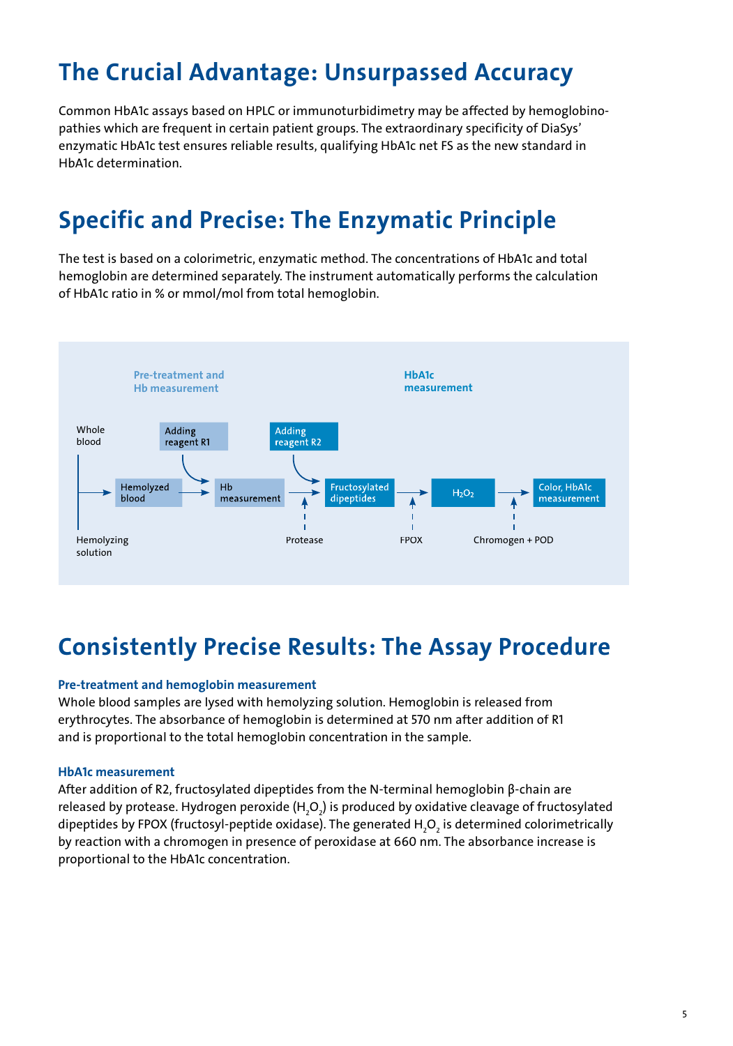# The Crucial Advantage: Unsurpassed Accuracy

Common HbA1c assays based on HPLC or immunoturbidimetry may be affected by hemoglobinopathies which are frequent in certain patient groups. The extraordinary specificity of DiaSys' enzymatic HbA1c test ensures reliable results, qualifying HbA1c net FS as the new standard in HbA1c determination.

# Specific and Precise: The Enzymatic Principle

The test is based on a colorimetric, enzymatic method. The concentrations of HbA1c and total hemoglobin are determined separately. The instrument automatically performs the calculation of HbA1c ratio in % or mmol/mol from total hemoglobin.

**Pre-treatment and Hb measurement**

**HbA1c measurement**

Whole blood + Hemolyzing solution → Hemolyzed blood → (Adding reagent R1) → Hb measurement → (Adding reagent R2, Protease) → Fructosylated dipeptides → (FPOX) → $H_2O_2$ → (Chromogen + POD) → Color, HbA1c measurement

# Consistently Precise Results: The Assay Procedure

### Pre-treatment and hemoglobin measurement

Whole blood samples are lysed with hemolyzing solution. Hemoglobin is released from erythrocytes. The absorbance of hemoglobin is determined at 570 nm after addition of R1 and is proportional to the total hemoglobin concentration in the sample.

### HbA1c measurement

After addition of R2, fructosylated dipeptides from the N-terminal hemoglobin β-chain are released by protease. Hydrogen peroxide ($H_2O_2$) is produced by oxidative cleavage of fructosylated dipeptides by FPOX (fructosyl-peptide oxidase). The generated $H_2O_2$ is determined colorimetrically by reaction with a chromogen in presence of peroxidase at 660 nm. The absorbance increase is proportional to the HbA1c concentration.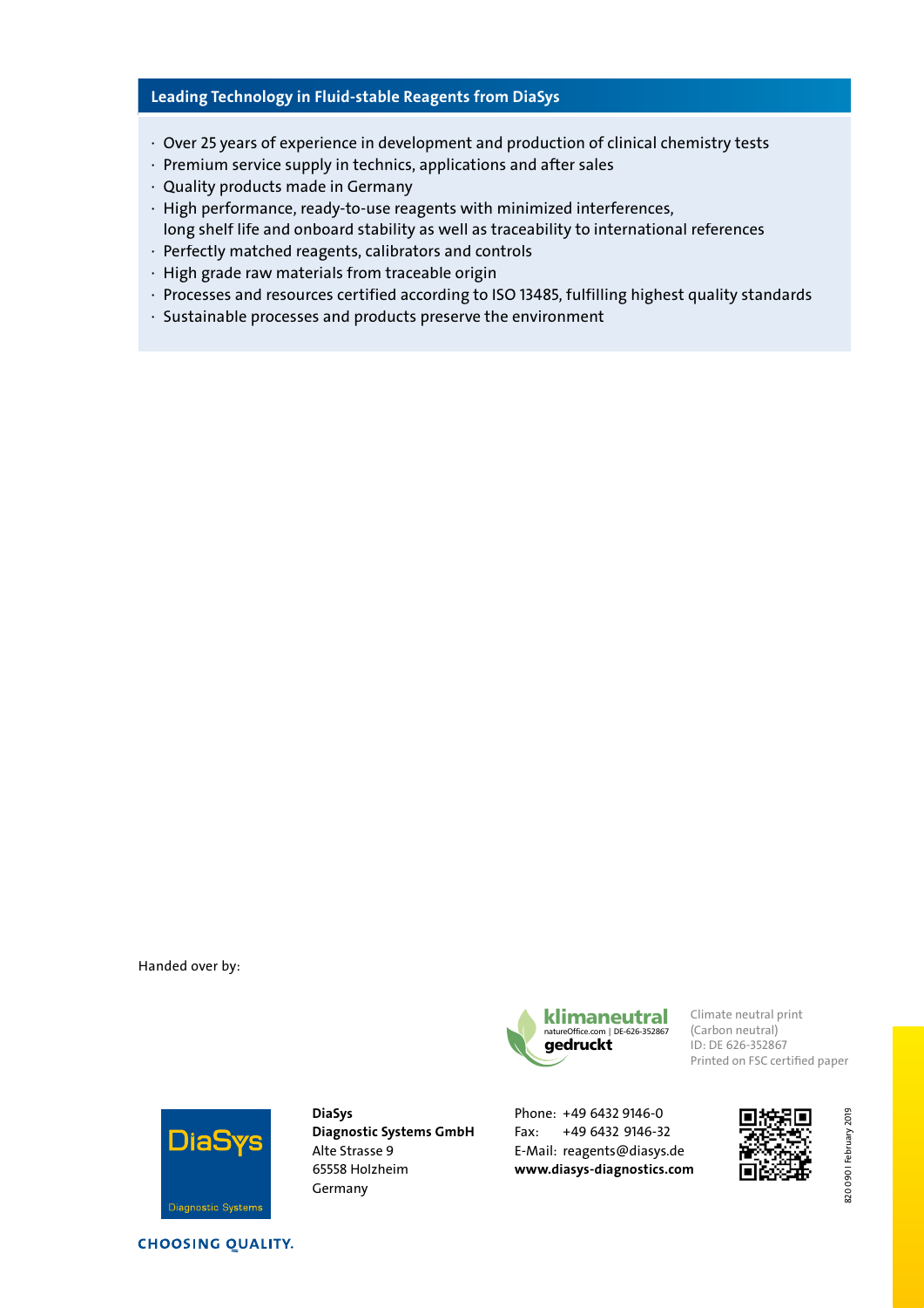## Leading Technology in Fluid-stable Reagents from DiaSys

- Over 25 years of experience in development and production of clinical chemistry tests
- Premium service supply in technics, applications and after sales
- Quality products made in Germany
- High performance, ready-to-use reagents with minimized interferences, long shelf life and onboard stability as well as traceability to international references
- Perfectly matched reagents, calibrators and controls
- High grade raw materials from traceable origin
- Processes and resources certified according to ISO 13485, fulfilling highest quality standards
- Sustainable processes and products preserve the environment

Handed over by:

klimaneutral
natureOffice.com | DE-626-352867
gedruckt

Climate neutral print
(Carbon neutral)
ID: DE 626-352867
Printed on FSC certified paper

DiaSys
Diagnostic Systems

**DiaSys**
**Diagnostic Systems GmbH**
Alte Strasse 9
65558 Holzheim
Germany

Phone: +49 6432 9146-0
Fax: +49 6432 9146-32
E-Mail: reagents@diasys.de
**www.diasys-diagnostics.com**

820 090 I February 2019

**CHOOSING QUALITY.**